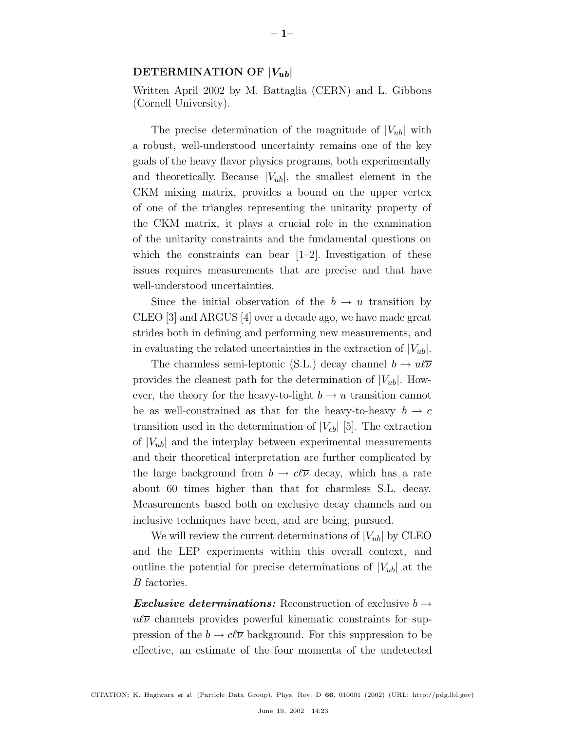## DETERMINATION OF $|V_{ub}|$

Written April 2002 by M. Battaglia (CERN) and L. Gibbons (Cornell University).

The precise determination of the magnitude of $|V_{ub}|$ with a robust, well-understood uncertainty remains one of the key goals of the heavy flavor physics programs, both experimentally and theoretically. Because $|V_{ub}|$, the smallest element in the CKM mixing matrix, provides a bound on the upper vertex of one of the triangles representing the unitarity property of the CKM matrix, it plays a crucial role in the examination of the unitarity constraints and the fundamental questions on which the constraints can bear [1–2]. Investigation of these issues requires measurements that are precise and that have well-understood uncertainties.

Since the initial observation of the $b \to u$ transition by CLEO [3] and ARGUS [4] over a decade ago, we have made great strides both in defining and performing new measurements, and in evaluating the related uncertainties in the extraction of $|V_{ub}|$.

The charmless semi-leptonic (S.L.) decay channel $b \to u\ell\overline{\nu}$ provides the cleanest path for the determination of $|V_{ub}|$. However, the theory for the heavy-to-light $b \to u$ transition cannot be as well-constrained as that for the heavy-to-heavy $b \to c$ transition used in the determination of $|V_{cb}|$ [5]. The extraction of $|V_{ub}|$ and the interplay between experimental measurements and their theoretical interpretation are further complicated by the large background from $b \to c\ell\overline{\nu}$ decay, which has a rate about 60 times higher than that for charmless S.L. decay. Measurements based both on exclusive decay channels and on inclusive techniques have been, and are being, pursued.

We will review the current determinations of $|V_{ub}|$ by CLEO and the LEP experiments within this overall context, and outline the potential for precise determinations of $|V_{ub}|$ at the $B$ factories.

***Exclusive determinations:*** Reconstruction of exclusive $b \to u\ell\overline{\nu}$ channels provides powerful kinematic constraints for suppression of the $b \to c\ell\overline{\nu}$ background. For this suppression to be effective, an estimate of the four momenta of the undetected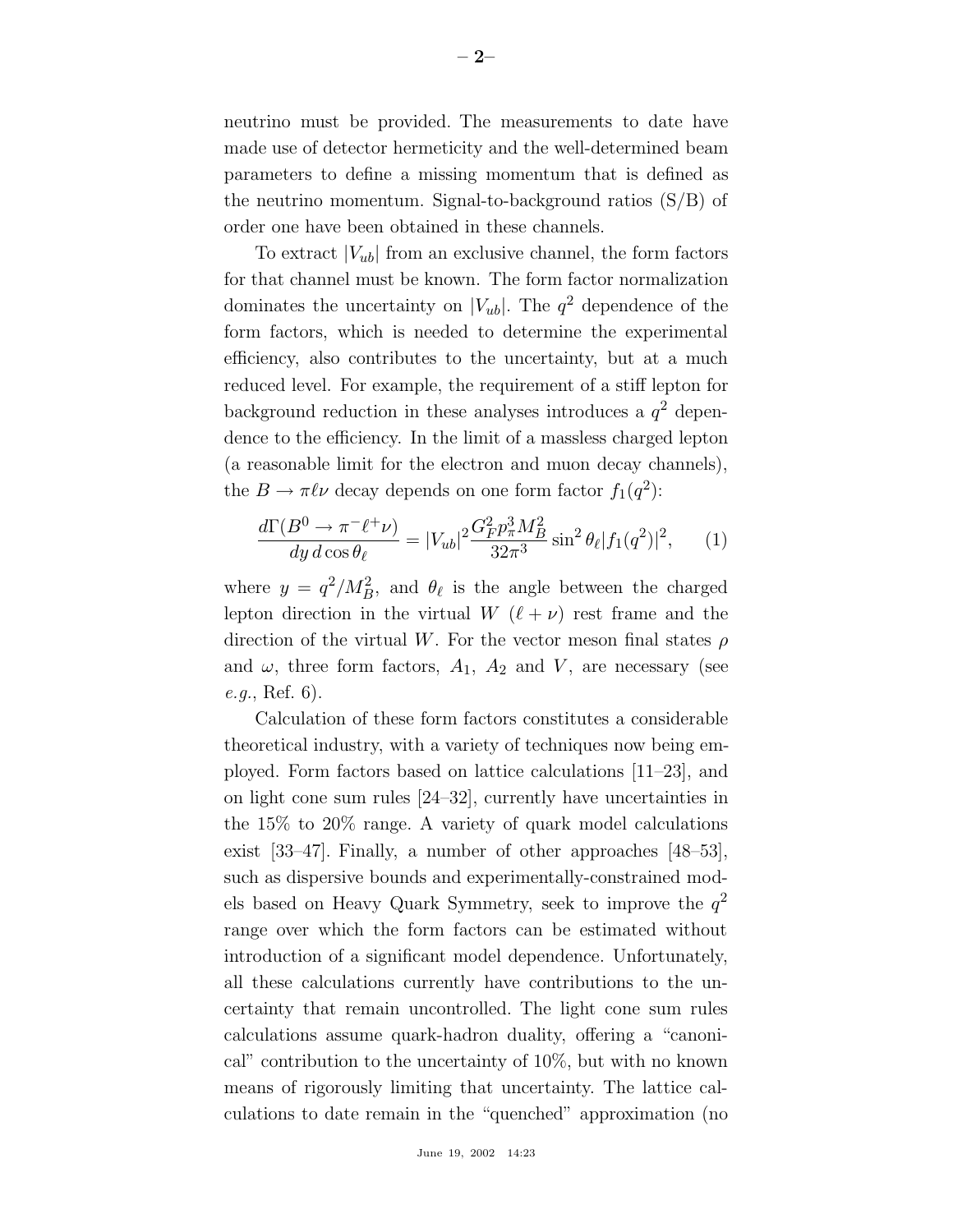neutrino must be provided. The measurements to date have made use of detector hermeticity and the well-determined beam parameters to define a missing momentum that is defined as the neutrino momentum. Signal-to-background ratios (S/B) of order one have been obtained in these channels.

To extract $|V_{ub}|$ from an exclusive channel, the form factors for that channel must be known. The form factor normalization dominates the uncertainty on $|V_{ub}|$. The $q^2$ dependence of the form factors, which is needed to determine the experimental efficiency, also contributes to the uncertainty, but at a much reduced level. For example, the requirement of a stiff lepton for background reduction in these analyses introduces a $q^2$ dependence to the efficiency. In the limit of a massless charged lepton (a reasonable limit for the electron and muon decay channels), the $B \to \pi \ell \nu$ decay depends on one form factor $f_1(q^2)$:

$$\frac{d\Gamma(B^0 \to \pi^- \ell^+ \nu)}{dy\, d\cos\theta_\ell} = |V_{ub}|^2 \frac{G_F^2 p_\pi^3 M_B^2}{32\pi^3} \sin^2\theta_\ell |f_1(q^2)|^2, \qquad (1)$$

where $y = q^2/M_B^2$, and $\theta_\ell$ is the angle between the charged lepton direction in the virtual $W$ ($\ell + \nu$) rest frame and the direction of the virtual $W$. For the vector meson final states $\rho$ and $\omega$, three form factors, $A_1$, $A_2$ and $V$, are necessary (see *e.g.*, Ref. 6).

Calculation of these form factors constitutes a considerable theoretical industry, with a variety of techniques now being employed. Form factors based on lattice calculations [11–23], and on light cone sum rules [24–32], currently have uncertainties in the 15% to 20% range. A variety of quark model calculations exist [33–47]. Finally, a number of other approaches [48–53], such as dispersive bounds and experimentally-constrained models based on Heavy Quark Symmetry, seek to improve the $q^2$ range over which the form factors can be estimated without introduction of a significant model dependence. Unfortunately, all these calculations currently have contributions to the uncertainty that remain uncontrolled. The light cone sum rules calculations assume quark-hadron duality, offering a "canonical" contribution to the uncertainty of 10%, but with no known means of rigorously limiting that uncertainty. The lattice calculations to date remain in the "quenched" approximation (no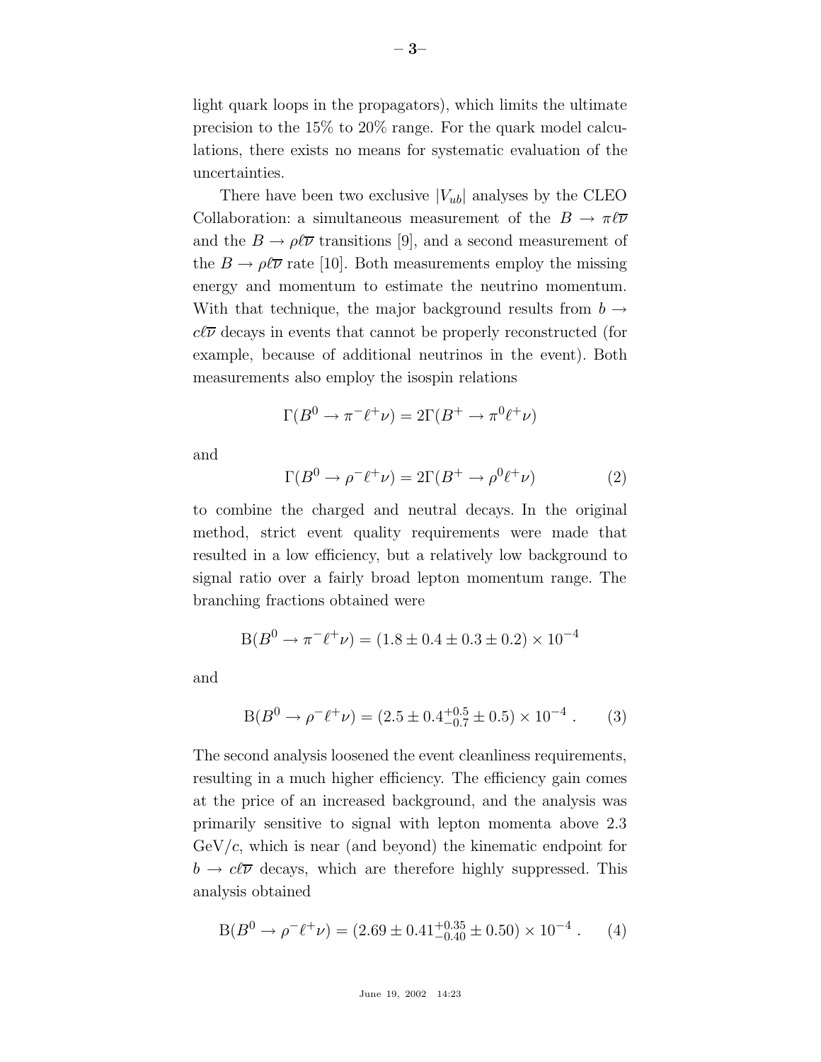light quark loops in the propagators), which limits the ultimate precision to the 15% to 20% range. For the quark model calculations, there exists no means for systematic evaluation of the uncertainties.

There have been two exclusive $|V_{ub}|$ analyses by the CLEO Collaboration: a simultaneous measurement of the $B \to \pi\ell\overline{\nu}$ and the $B \to \rho\ell\overline{\nu}$ transitions [9], and a second measurement of the $B \to \rho\ell\overline{\nu}$ rate [10]. Both measurements employ the missing energy and momentum to estimate the neutrino momentum. With that technique, the major background results from $b \to c\ell\overline{\nu}$ decays in events that cannot be properly reconstructed (for example, because of additional neutrinos in the event). Both measurements also employ the isospin relations

$$\Gamma(B^0 \to \pi^- \ell^+ \nu) = 2\Gamma(B^+ \to \pi^0 \ell^+ \nu)$$

and

$$\Gamma(B^0 \to \rho^- \ell^+ \nu) = 2\Gamma(B^+ \to \rho^0 \ell^+ \nu) \tag{2}$$

to combine the charged and neutral decays. In the original method, strict event quality requirements were made that resulted in a low efficiency, but a relatively low background to signal ratio over a fairly broad lepton momentum range. The branching fractions obtained were

$$\mathrm{B}(B^0 \to \pi^- \ell^+ \nu) = (1.8 \pm 0.4 \pm 0.3 \pm 0.2) \times 10^{-4}$$

and

$$\mathrm{B}(B^0 \to \rho^- \ell^+ \nu) = (2.5 \pm 0.4^{+0.5}_{-0.7} \pm 0.5) \times 10^{-4}\ . \tag{3}$$

The second analysis loosened the event cleanliness requirements, resulting in a much higher efficiency. The efficiency gain comes at the price of an increased background, and the analysis was primarily sensitive to signal with lepton momenta above 2.3 GeV/$c$, which is near (and beyond) the kinematic endpoint for $b \to c\ell\overline{\nu}$ decays, which are therefore highly suppressed. This analysis obtained

$$\mathrm{B}(B^0 \to \rho^- \ell^+ \nu) = (2.69 \pm 0.41^{+0.35}_{-0.40} \pm 0.50) \times 10^{-4}\ . \tag{4}$$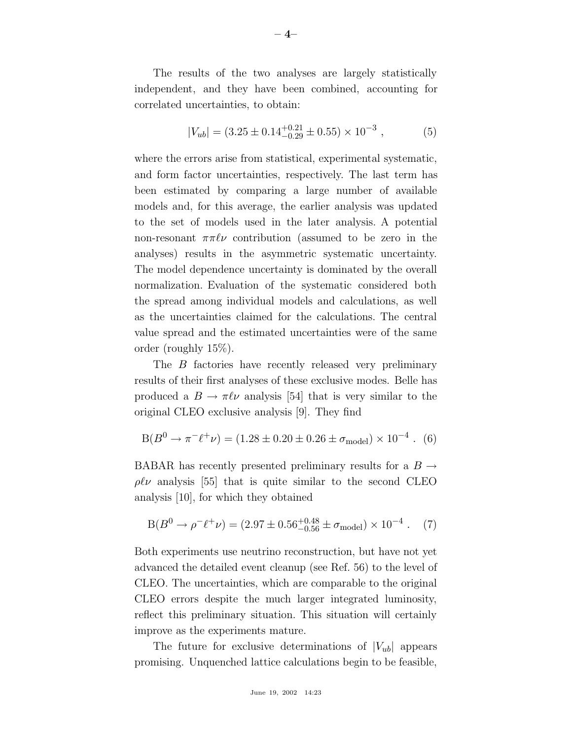The results of the two analyses are largely statistically independent, and they have been combined, accounting for correlated uncertainties, to obtain:

$$|V_{ub}| = (3.25 \pm 0.14^{+0.21}_{-0.29} \pm 0.55) \times 10^{-3} \,, \tag{5}$$

where the errors arise from statistical, experimental systematic, and form factor uncertainties, respectively. The last term has been estimated by comparing a large number of available models and, for this average, the earlier analysis was updated to the set of models used in the later analysis. A potential non-resonant $\pi\pi\ell\nu$ contribution (assumed to be zero in the analyses) results in the asymmetric systematic uncertainty. The model dependence uncertainty is dominated by the overall normalization. Evaluation of the systematic considered both the spread among individual models and calculations, as well as the uncertainties claimed for the calculations. The central value spread and the estimated uncertainties were of the same order (roughly 15%).

The $B$ factories have recently released very preliminary results of their first analyses of these exclusive modes. Belle has produced a $B \to \pi\ell\nu$ analysis [54] that is very similar to the original CLEO exclusive analysis [9]. They find

$$\mathrm{B}(B^0 \to \pi^- \ell^+ \nu) = (1.28 \pm 0.20 \pm 0.26 \pm \sigma_{\text{model}}) \times 10^{-4} \,. \tag{6}$$

BABAR has recently presented preliminary results for a $B \to \rho\ell\nu$ analysis [55] that is quite similar to the second CLEO analysis [10], for which they obtained

$$\mathrm{B}(B^0 \to \rho^- \ell^+ \nu) = (2.97 \pm 0.56^{+0.48}_{-0.56} \pm \sigma_{\text{model}}) \times 10^{-4} \,. \tag{7}$$

Both experiments use neutrino reconstruction, but have not yet advanced the detailed event cleanup (see Ref. 56) to the level of CLEO. The uncertainties, which are comparable to the original CLEO errors despite the much larger integrated luminosity, reflect this preliminary situation. This situation will certainly improve as the experiments mature.

The future for exclusive determinations of $|V_{ub}|$ appears promising. Unquenched lattice calculations begin to be feasible,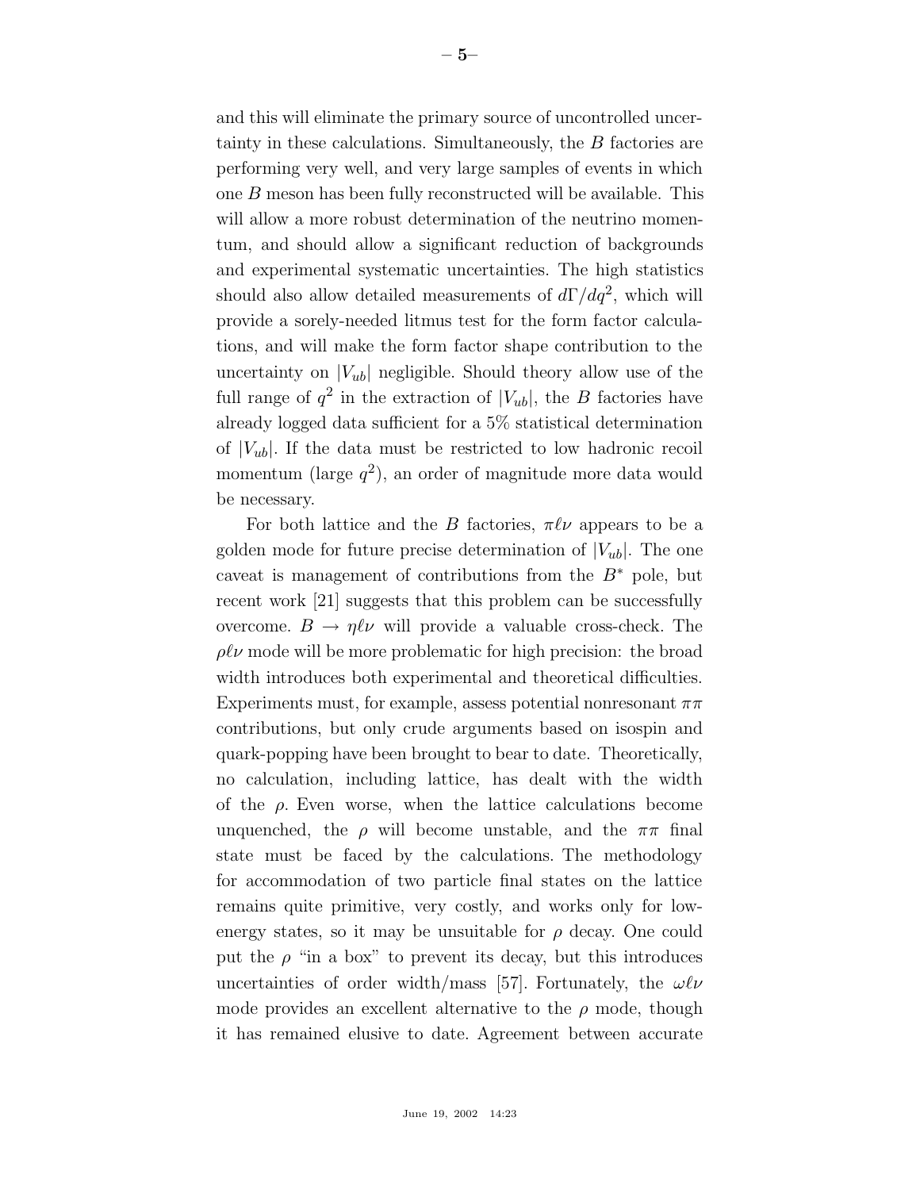and this will eliminate the primary source of uncontrolled uncertainty in these calculations. Simultaneously, the $B$ factories are performing very well, and very large samples of events in which one $B$ meson has been fully reconstructed will be available. This will allow a more robust determination of the neutrino momentum, and should allow a significant reduction of backgrounds and experimental systematic uncertainties. The high statistics should also allow detailed measurements of $d\Gamma/dq^2$, which will provide a sorely-needed litmus test for the form factor calculations, and will make the form factor shape contribution to the uncertainty on $|V_{ub}|$ negligible. Should theory allow use of the full range of $q^2$ in the extraction of $|V_{ub}|$, the $B$ factories have already logged data sufficient for a 5% statistical determination of $|V_{ub}|$. If the data must be restricted to low hadronic recoil momentum (large $q^2$), an order of magnitude more data would be necessary.

For both lattice and the $B$ factories, $\pi\ell\nu$ appears to be a golden mode for future precise determination of $|V_{ub}|$. The one caveat is management of contributions from the $B^*$ pole, but recent work [21] suggests that this problem can be successfully overcome. $B \to \eta\ell\nu$ will provide a valuable cross-check. The $\rho\ell\nu$ mode will be more problematic for high precision: the broad width introduces both experimental and theoretical difficulties. Experiments must, for example, assess potential nonresonant $\pi\pi$ contributions, but only crude arguments based on isospin and quark-popping have been brought to bear to date. Theoretically, no calculation, including lattice, has dealt with the width of the $\rho$. Even worse, when the lattice calculations become unquenched, the $\rho$ will become unstable, and the $\pi\pi$ final state must be faced by the calculations. The methodology for accommodation of two particle final states on the lattice remains quite primitive, very costly, and works only for low-energy states, so it may be unsuitable for $\rho$ decay. One could put the $\rho$ "in a box" to prevent its decay, but this introduces uncertainties of order width/mass [57]. Fortunately, the $\omega\ell\nu$ mode provides an excellent alternative to the $\rho$ mode, though it has remained elusive to date. Agreement between accurate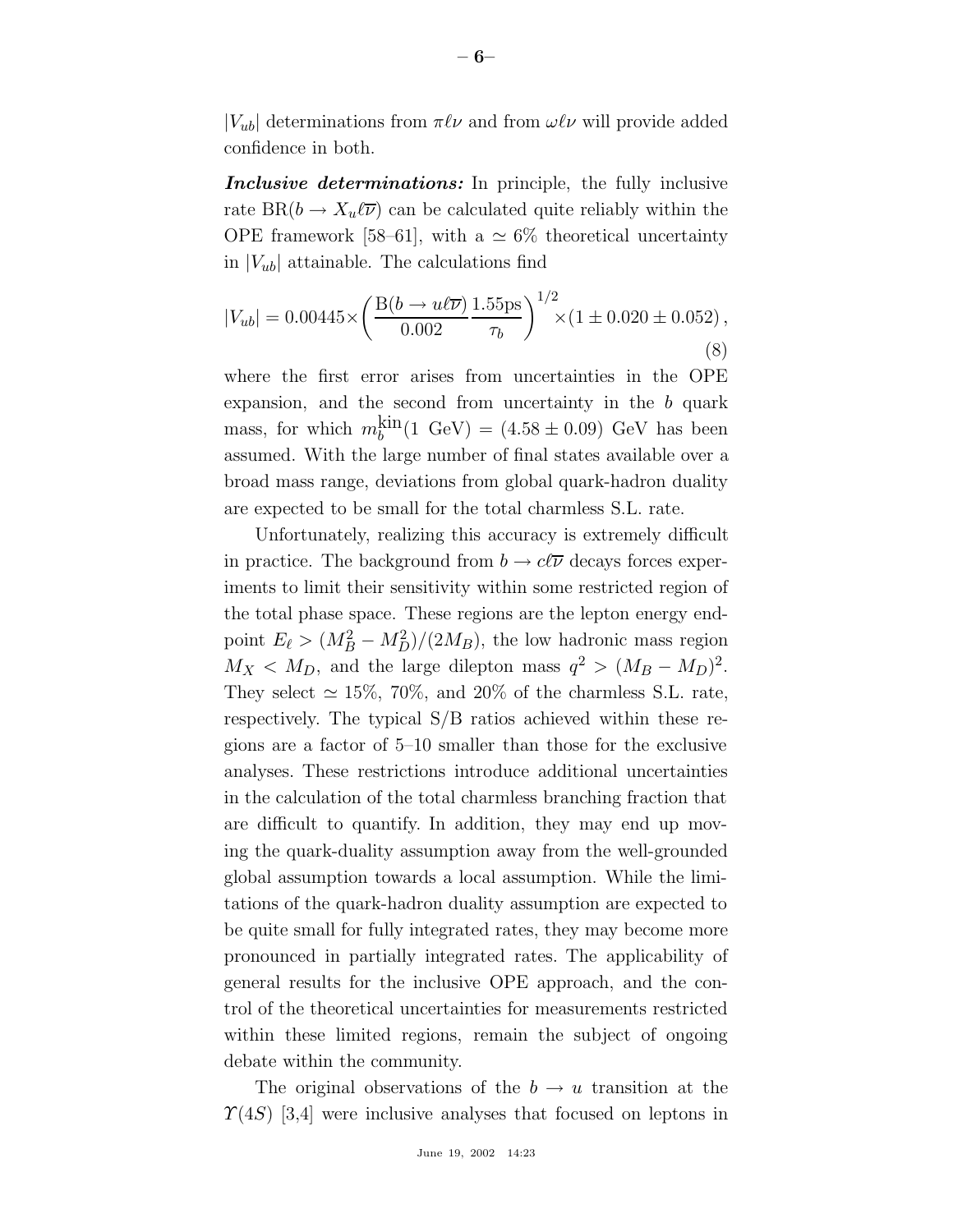$|V_{ub}|$ determinations from $\pi\ell\nu$ and from $\omega\ell\nu$ will provide added confidence in both.

***Inclusive determinations:*** In principle, the fully inclusive rate $\text{BR}(b \to X_u \ell\overline{\nu})$ can be calculated quite reliably within the OPE framework [58–61], with a $\simeq 6\%$ theoretical uncertainty in $|V_{ub}|$ attainable. The calculations find

$$|V_{ub}| = 0.00445 \times \left( \frac{\text{B}(b \to u\ell\overline{\nu})}{0.002} \frac{1.55\text{ps}}{\tau_b} \right)^{1/2} \times (1 \pm 0.020 \pm 0.052), \tag{8}$$

where the first error arises from uncertainties in the OPE expansion, and the second from uncertainty in the $b$ quark mass, for which $m_b^{\text{kin}}(1 \text{ GeV}) = (4.58 \pm 0.09)$ GeV has been assumed. With the large number of final states available over a broad mass range, deviations from global quark-hadron duality are expected to be small for the total charmless S.L. rate.

Unfortunately, realizing this accuracy is extremely difficult in practice. The background from $b \to c\ell\overline{\nu}$ decays forces experiments to limit their sensitivity within some restricted region of the total phase space. These regions are the lepton energy endpoint $E_\ell > (M_B^2 - M_D^2)/(2M_B)$, the low hadronic mass region $M_X < M_D$, and the large dilepton mass $q^2 > (M_B - M_D)^2$. They select $\simeq 15\%$, 70%, and 20% of the charmless S.L. rate, respectively. The typical S/B ratios achieved within these regions are a factor of 5–10 smaller than those for the exclusive analyses. These restrictions introduce additional uncertainties in the calculation of the total charmless branching fraction that are difficult to quantify. In addition, they may end up moving the quark-duality assumption away from the well-grounded global assumption towards a local assumption. While the limitations of the quark-hadron duality assumption are expected to be quite small for fully integrated rates, they may become more pronounced in partially integrated rates. The applicability of general results for the inclusive OPE approach, and the control of the theoretical uncertainties for measurements restricted within these limited regions, remain the subject of ongoing debate within the community.

The original observations of the $b \to u$ transition at the $\Upsilon(4S)$ [3,4] were inclusive analyses that focused on leptons in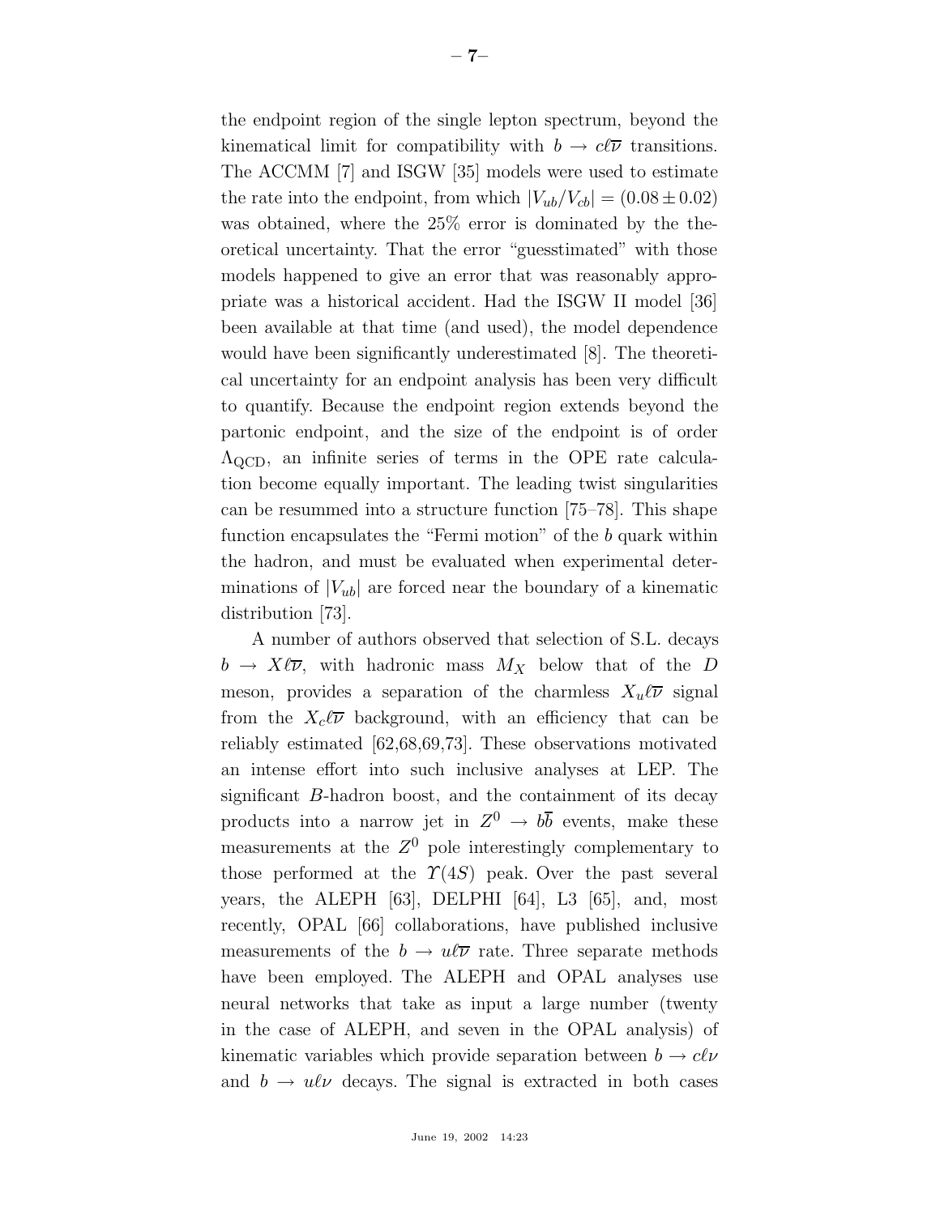the endpoint region of the single lepton spectrum, beyond the kinematical limit for compatibility with $b \to c\ell\overline{\nu}$ transitions. The ACCMM [7] and ISGW [35] models were used to estimate the rate into the endpoint, from which $|V_{ub}/V_{cb}| = (0.08 \pm 0.02)$ was obtained, where the 25% error is dominated by the theoretical uncertainty. That the error "guesstimated" with those models happened to give an error that was reasonably appropriate was a historical accident. Had the ISGW II model [36] been available at that time (and used), the model dependence would have been significantly underestimated [8]. The theoretical uncertainty for an endpoint analysis has been very difficult to quantify. Because the endpoint region extends beyond the partonic endpoint, and the size of the endpoint is of order $\Lambda_{\rm QCD}$, an infinite series of terms in the OPE rate calculation become equally important. The leading twist singularities can be resummed into a structure function [75–78]. This shape function encapsulates the "Fermi motion" of the $b$ quark within the hadron, and must be evaluated when experimental determinations of $|V_{ub}|$ are forced near the boundary of a kinematic distribution [73].

A number of authors observed that selection of S.L. decays $b \to X\ell\overline{\nu}$, with hadronic mass $M_X$ below that of the $D$ meson, provides a separation of the charmless $X_u\ell\overline{\nu}$ signal from the $X_c\ell\overline{\nu}$ background, with an efficiency that can be reliably estimated [62,68,69,73]. These observations motivated an intense effort into such inclusive analyses at LEP. The significant $B$-hadron boost, and the containment of its decay products into a narrow jet in $Z^0 \to b\overline{b}$ events, make these measurements at the $Z^0$ pole interestingly complementary to those performed at the $\Upsilon(4S)$ peak. Over the past several years, the ALEPH [63], DELPHI [64], L3 [65], and, most recently, OPAL [66] collaborations, have published inclusive measurements of the $b \to u\ell\overline{\nu}$ rate. Three separate methods have been employed. The ALEPH and OPAL analyses use neural networks that take as input a large number (twenty in the case of ALEPH, and seven in the OPAL analysis) of kinematic variables which provide separation between $b \to c\ell\nu$ and $b \to u\ell\nu$ decays. The signal is extracted in both cases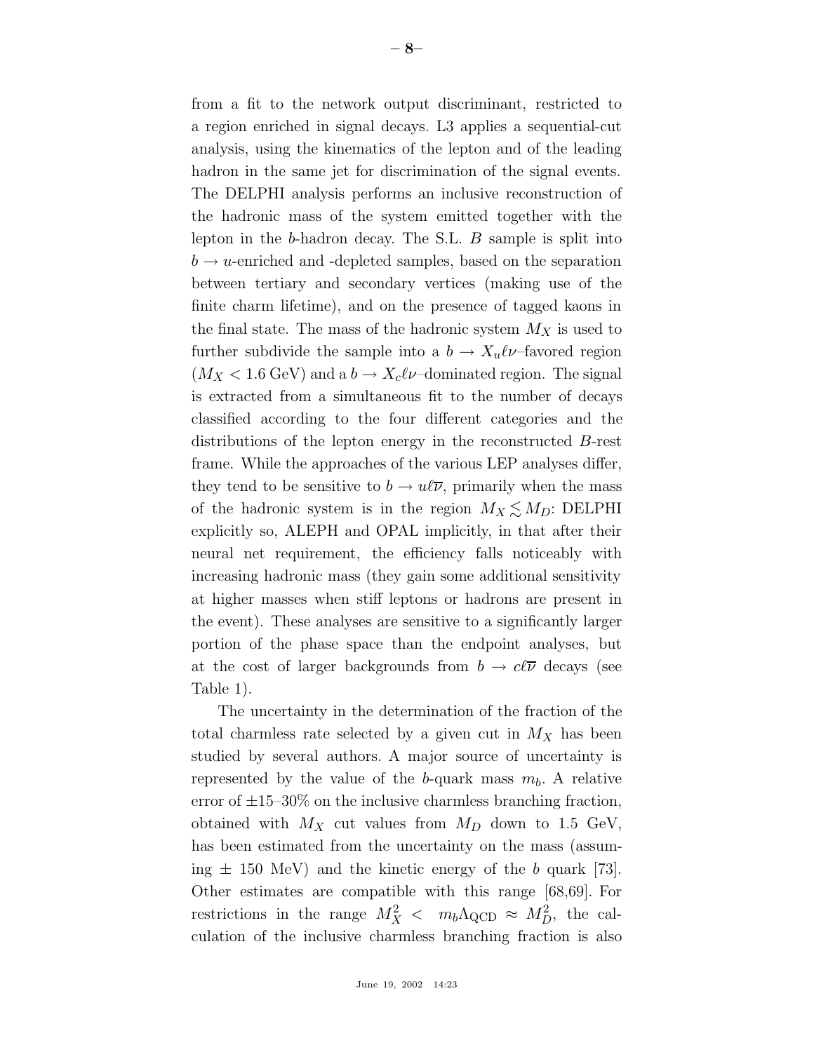from a fit to the network output discriminant, restricted to a region enriched in signal decays. L3 applies a sequential-cut analysis, using the kinematics of the lepton and of the leading hadron in the same jet for discrimination of the signal events. The DELPHI analysis performs an inclusive reconstruction of the hadronic mass of the system emitted together with the lepton in the $b$-hadron decay. The S.L. $B$ sample is split into $b \to u$-enriched and -depleted samples, based on the separation between tertiary and secondary vertices (making use of the finite charm lifetime), and on the presence of tagged kaons in the final state. The mass of the hadronic system $M_X$ is used to further subdivide the sample into a $b \to X_u \ell \nu$–favored region ($M_X < 1.6$ GeV) and a $b \to X_c \ell \nu$–dominated region. The signal is extracted from a simultaneous fit to the number of decays classified according to the four different categories and the distributions of the lepton energy in the reconstructed $B$-rest frame. While the approaches of the various LEP analyses differ, they tend to be sensitive to $b \to u \ell \overline{\nu}$, primarily when the mass of the hadronic system is in the region $M_X \lesssim M_D$: DELPHI explicitly so, ALEPH and OPAL implicitly, in that after their neural net requirement, the efficiency falls noticeably with increasing hadronic mass (they gain some additional sensitivity at higher masses when stiff leptons or hadrons are present in the event). These analyses are sensitive to a significantly larger portion of the phase space than the endpoint analyses, but at the cost of larger backgrounds from $b \to c \ell \overline{\nu}$ decays (see Table 1).

The uncertainty in the determination of the fraction of the total charmless rate selected by a given cut in $M_X$ has been studied by several authors. A major source of uncertainty is represented by the value of the $b$-quark mass $m_b$. A relative error of ±15–30% on the inclusive charmless branching fraction, obtained with $M_X$ cut values from $M_D$ down to 1.5 GeV, has been estimated from the uncertainty on the mass (assuming ± 150 MeV) and the kinetic energy of the $b$ quark [73]. Other estimates are compatible with this range [68,69]. For restrictions in the range $M_X^2 < \ m_b \Lambda_{\rm QCD} \approx M_D^2$, the calculation of the inclusive charmless branching fraction is also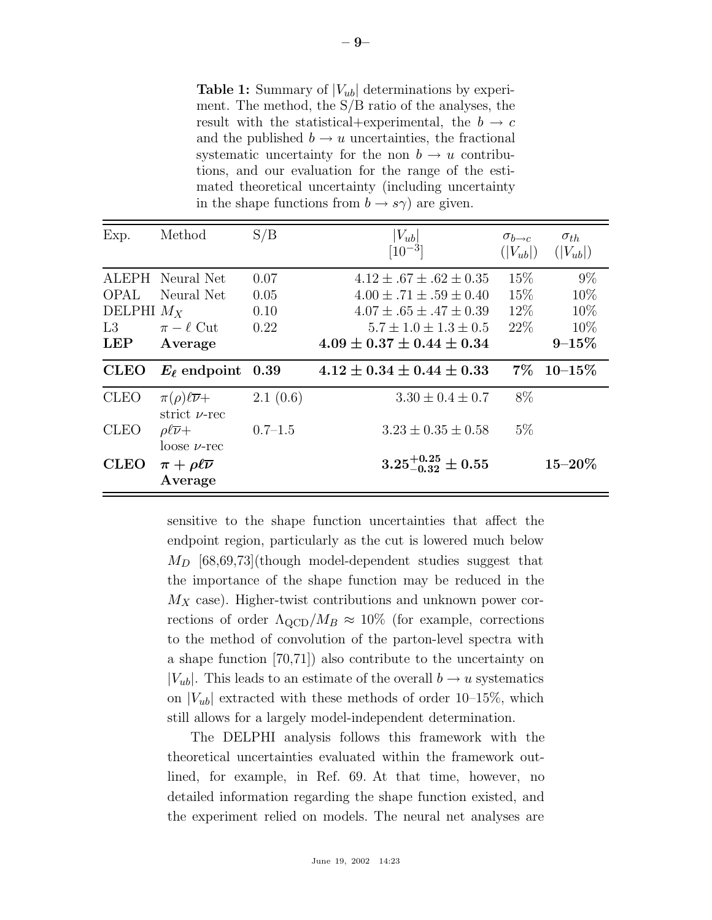**Table 1:** Summary of $|V_{ub}|$ determinations by experiment. The method, the S/B ratio of the analyses, the result with the statistical+experimental, the $b \to c$ and the published $b \to u$ uncertainties, the fractional systematic uncertainty for the non $b \to u$ contributions, and our evaluation for the range of the estimated theoretical uncertainty (including uncertainty in the shape functions from $b \to s\gamma$) are given.

| Exp. | Method | S/B | $\|V_{ub}\|$ $[10^{-3}]$ | $\sigma_{b\to c}$ $(\|V_{ub}\|)$ | $\sigma_{th}$ $(\|V_{ub}\|)$ |
|---|---|---|---|---|---|
| ALEPH | Neural Net | 0.07 | $4.12 \pm .67 \pm .62 \pm 0.35$ | 15% | 9% |
| OPAL | Neural Net | 0.05 | $4.00 \pm .71 \pm .59 \pm 0.40$ | 15% | 10% |
| DELPHI | $M_X$ | 0.10 | $4.07 \pm .65 \pm .47 \pm 0.39$ | 12% | 10% |
| L3 | $\pi - \ell$ Cut | 0.22 | $5.7 \pm 1.0 \pm 1.3 \pm 0.5$ | 22% | 10% |
| **LEP** | **Average** | | $\mathbf{4.09 \pm 0.37 \pm 0.44 \pm 0.34}$ | | **9–15%** |
| **CLEO** | $\boldsymbol{E_\ell}$ **endpoint** | **0.39** | $\mathbf{4.12 \pm 0.34 \pm 0.44 \pm 0.33}$ | **7%** | **10–15%** |
| CLEO | $\pi(\rho)\ell\overline{\nu}+$ strict $\nu$-rec | 2.1 (0.6) | $3.30 \pm 0.4 \pm 0.7$ | 8% | |
| CLEO | $\rho\ell\overline{\nu}+$ loose $\nu$-rec | 0.7–1.5 | $3.23 \pm 0.35 \pm 0.58$ | 5% | |
| **CLEO** | $\boldsymbol{\pi + \rho\ell\overline{\nu}}$ **Average** | | $\mathbf{3.25^{+0.25}_{-0.32} \pm 0.55}$ | | **15–20%** |

sensitive to the shape function uncertainties that affect the endpoint region, particularly as the cut is lowered much below $M_D$ [68,69,73](though model-dependent studies suggest that the importance of the shape function may be reduced in the $M_X$ case). Higher-twist contributions and unknown power corrections of order $\Lambda_{\rm QCD}/M_B \approx 10\%$ (for example, corrections to the method of convolution of the parton-level spectra with a shape function [70,71]) also contribute to the uncertainty on $|V_{ub}|$. This leads to an estimate of the overall $b \to u$ systematics on $|V_{ub}|$ extracted with these methods of order 10–15%, which still allows for a largely model-independent determination.

The DELPHI analysis follows this framework with the theoretical uncertainties evaluated within the framework outlined, for example, in Ref. 69. At that time, however, no detailed information regarding the shape function existed, and the experiment relied on models. The neural net analyses are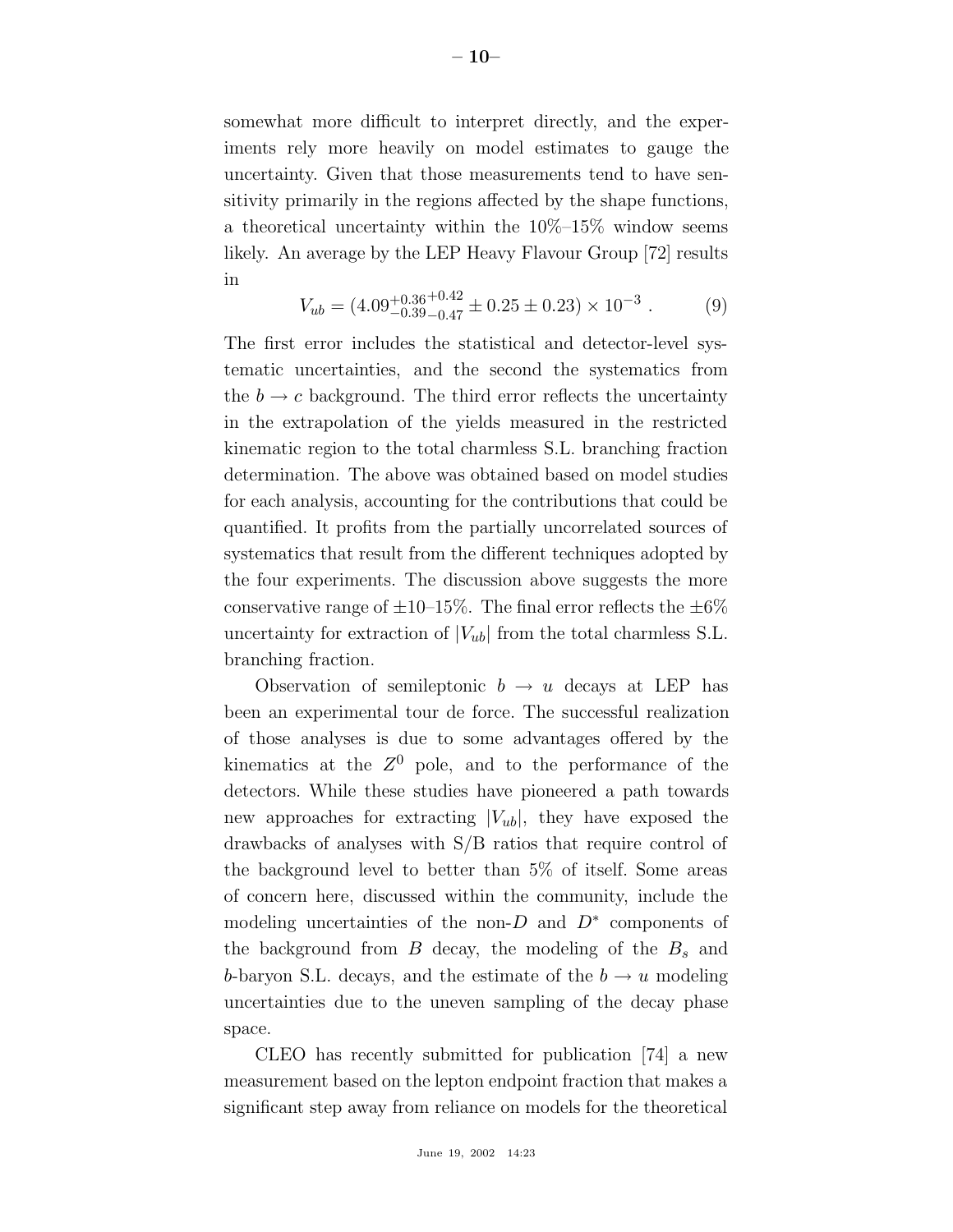somewhat more difficult to interpret directly, and the experiments rely more heavily on model estimates to gauge the uncertainty. Given that those measurements tend to have sensitivity primarily in the regions affected by the shape functions, a theoretical uncertainty within the 10%–15% window seems likely. An average by the LEP Heavy Flavour Group [72] results in

$$V_{ub} = (4.09^{+0.36}_{-0.39}{}^{+0.42}_{-0.47} \pm 0.25 \pm 0.23) \times 10^{-3} \; . \tag{9}$$

The first error includes the statistical and detector-level systematic uncertainties, and the second the systematics from the $b \to c$ background. The third error reflects the uncertainty in the extrapolation of the yields measured in the restricted kinematic region to the total charmless S.L. branching fraction determination. The above was obtained based on model studies for each analysis, accounting for the contributions that could be quantified. It profits from the partially uncorrelated sources of systematics that result from the different techniques adopted by the four experiments. The discussion above suggests the more conservative range of ±10–15%. The final error reflects the ±6% uncertainty for extraction of $|V_{ub}|$ from the total charmless S.L. branching fraction.

Observation of semileptonic $b \to u$ decays at LEP has been an experimental tour de force. The successful realization of those analyses is due to some advantages offered by the kinematics at the $Z^0$ pole, and to the performance of the detectors. While these studies have pioneered a path towards new approaches for extracting $|V_{ub}|$, they have exposed the drawbacks of analyses with S/B ratios that require control of the background level to better than 5% of itself. Some areas of concern here, discussed within the community, include the modeling uncertainties of the non-$D$ and $D^*$ components of the background from $B$ decay, the modeling of the $B_s$ and $b$-baryon S.L. decays, and the estimate of the $b \to u$ modeling uncertainties due to the uneven sampling of the decay phase space.

CLEO has recently submitted for publication [74] a new measurement based on the lepton endpoint fraction that makes a significant step away from reliance on models for the theoretical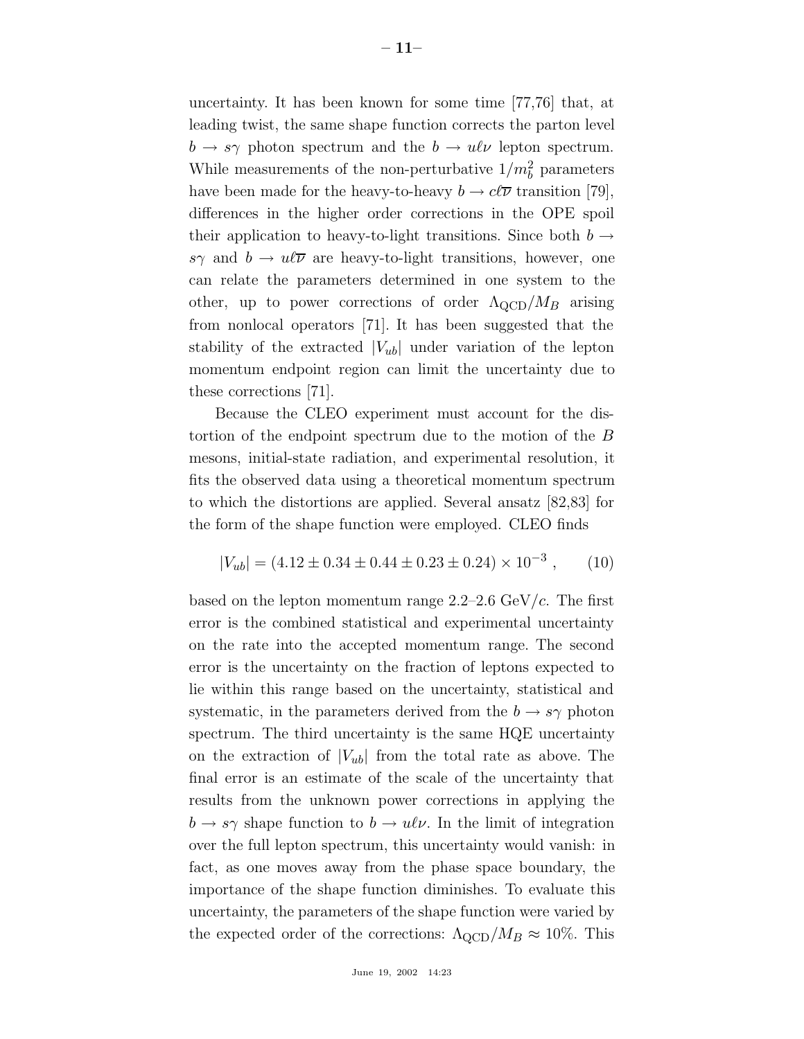uncertainty. It has been known for some time [77,76] that, at leading twist, the same shape function corrects the parton level $b \to s\gamma$ photon spectrum and the $b \to u\ell\nu$ lepton spectrum. While measurements of the non-perturbative $1/m_b^2$ parameters have been made for the heavy-to-heavy $b \to c\ell\overline{\nu}$ transition [79], differences in the higher order corrections in the OPE spoil their application to heavy-to-light transitions. Since both $b \to s\gamma$ and $b \to u\ell\overline{\nu}$ are heavy-to-light transitions, however, one can relate the parameters determined in one system to the other, up to power corrections of order $\Lambda_{\rm QCD}/M_B$ arising from nonlocal operators [71]. It has been suggested that the stability of the extracted $|V_{ub}|$ under variation of the lepton momentum endpoint region can limit the uncertainty due to these corrections [71].

Because the CLEO experiment must account for the distortion of the endpoint spectrum due to the motion of the $B$ mesons, initial-state radiation, and experimental resolution, it fits the observed data using a theoretical momentum spectrum to which the distortions are applied. Several ansatz [82,83] for the form of the shape function were employed. CLEO finds

$$|V_{ub}| = (4.12 \pm 0.34 \pm 0.44 \pm 0.23 \pm 0.24) \times 10^{-3} \ , \qquad (10)$$

based on the lepton momentum range 2.2–2.6 GeV/$c$. The first error is the combined statistical and experimental uncertainty on the rate into the accepted momentum range. The second error is the uncertainty on the fraction of leptons expected to lie within this range based on the uncertainty, statistical and systematic, in the parameters derived from the $b \to s\gamma$ photon spectrum. The third uncertainty is the same HQE uncertainty on the extraction of $|V_{ub}|$ from the total rate as above. The final error is an estimate of the scale of the uncertainty that results from the unknown power corrections in applying the $b \to s\gamma$ shape function to $b \to u\ell\nu$. In the limit of integration over the full lepton spectrum, this uncertainty would vanish: in fact, as one moves away from the phase space boundary, the importance of the shape function diminishes. To evaluate this uncertainty, the parameters of the shape function were varied by the expected order of the corrections: $\Lambda_{\rm QCD}/M_B \approx 10\%$. This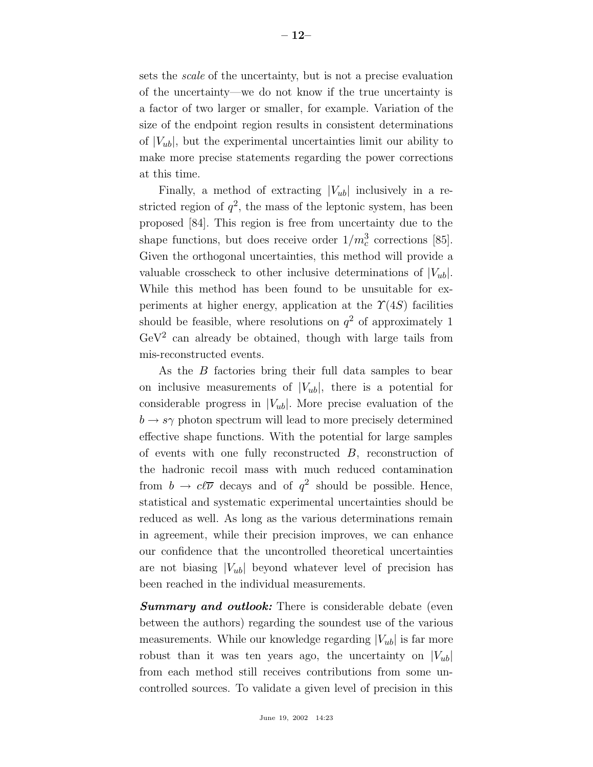sets the *scale* of the uncertainty, but is not a precise evaluation of the uncertainty—we do not know if the true uncertainty is a factor of two larger or smaller, for example. Variation of the size of the endpoint region results in consistent determinations of $|V_{ub}|$, but the experimental uncertainties limit our ability to make more precise statements regarding the power corrections at this time.

Finally, a method of extracting $|V_{ub}|$ inclusively in a restricted region of $q^2$, the mass of the leptonic system, has been proposed [84]. This region is free from uncertainty due to the shape functions, but does receive order $1/m_c^3$ corrections [85]. Given the orthogonal uncertainties, this method will provide a valuable crosscheck to other inclusive determinations of $|V_{ub}|$. While this method has been found to be unsuitable for experiments at higher energy, application at the $\Upsilon(4S)$ facilities should be feasible, where resolutions on $q^2$ of approximately 1 $\mathrm{GeV}^2$ can already be obtained, though with large tails from mis-reconstructed events.

As the $B$ factories bring their full data samples to bear on inclusive measurements of $|V_{ub}|$, there is a potential for considerable progress in $|V_{ub}|$. More precise evaluation of the $b \to s\gamma$ photon spectrum will lead to more precisely determined effective shape functions. With the potential for large samples of events with one fully reconstructed $B$, reconstruction of the hadronic recoil mass with much reduced contamination from $b \to c\ell\overline{\nu}$ decays and of $q^2$ should be possible. Hence, statistical and systematic experimental uncertainties should be reduced as well. As long as the various determinations remain in agreement, while their precision improves, we can enhance our confidence that the uncontrolled theoretical uncertainties are not biasing $|V_{ub}|$ beyond whatever level of precision has been reached in the individual measurements.

***Summary and outlook:*** There is considerable debate (even between the authors) regarding the soundest use of the various measurements. While our knowledge regarding $|V_{ub}|$ is far more robust than it was ten years ago, the uncertainty on $|V_{ub}|$ from each method still receives contributions from some uncontrolled sources. To validate a given level of precision in this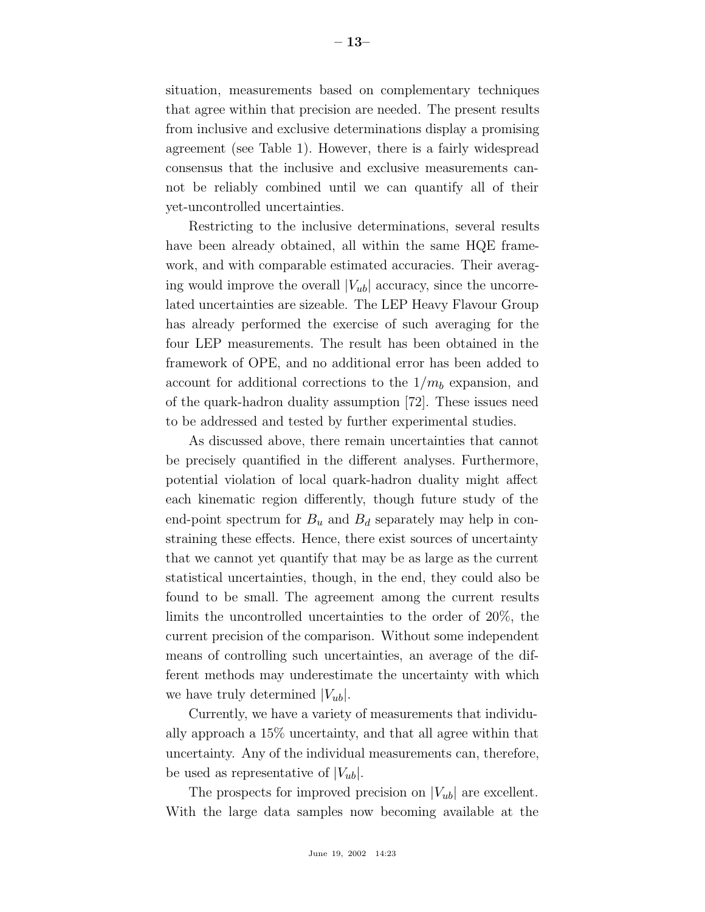situation, measurements based on complementary techniques that agree within that precision are needed. The present results from inclusive and exclusive determinations display a promising agreement (see Table 1). However, there is a fairly widespread consensus that the inclusive and exclusive measurements cannot be reliably combined until we can quantify all of their yet-uncontrolled uncertainties.

Restricting to the inclusive determinations, several results have been already obtained, all within the same HQE framework, and with comparable estimated accuracies. Their averaging would improve the overall $|V_{ub}|$ accuracy, since the uncorrelated uncertainties are sizeable. The LEP Heavy Flavour Group has already performed the exercise of such averaging for the four LEP measurements. The result has been obtained in the framework of OPE, and no additional error has been added to account for additional corrections to the $1/m_b$ expansion, and of the quark-hadron duality assumption [72]. These issues need to be addressed and tested by further experimental studies.

As discussed above, there remain uncertainties that cannot be precisely quantified in the different analyses. Furthermore, potential violation of local quark-hadron duality might affect each kinematic region differently, though future study of the end-point spectrum for $B_u$ and $B_d$ separately may help in constraining these effects. Hence, there exist sources of uncertainty that we cannot yet quantify that may be as large as the current statistical uncertainties, though, in the end, they could also be found to be small. The agreement among the current results limits the uncontrolled uncertainties to the order of 20%, the current precision of the comparison. Without some independent means of controlling such uncertainties, an average of the different methods may underestimate the uncertainty with which we have truly determined $|V_{ub}|$.

Currently, we have a variety of measurements that individually approach a 15% uncertainty, and that all agree within that uncertainty. Any of the individual measurements can, therefore, be used as representative of $|V_{ub}|$.

The prospects for improved precision on $|V_{ub}|$ are excellent. With the large data samples now becoming available at the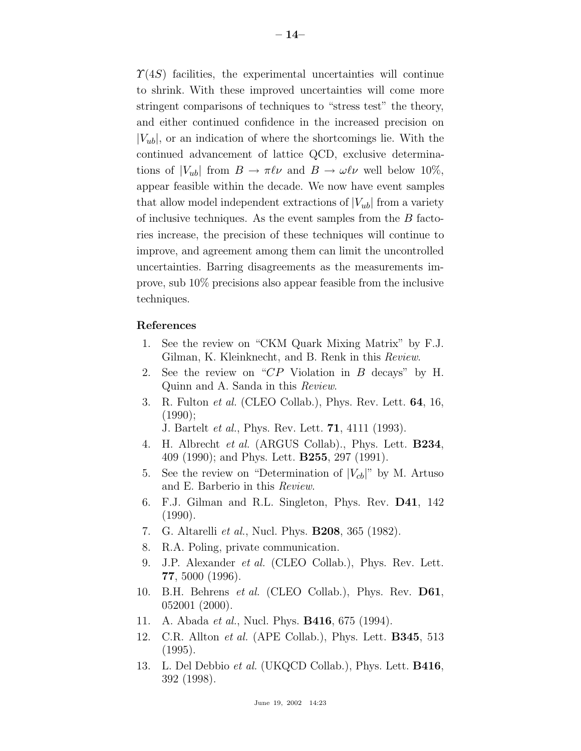$\Upsilon(4S)$ facilities, the experimental uncertainties will continue to shrink. With these improved uncertainties will come more stringent comparisons of techniques to "stress test" the theory, and either continued confidence in the increased precision on $|V_{ub}|$, or an indication of where the shortcomings lie. With the continued advancement of lattice QCD, exclusive determinations of $|V_{ub}|$ from $B \to \pi\ell\nu$ and $B \to \omega\ell\nu$ well below 10%, appear feasible within the decade. We now have event samples that allow model independent extractions of $|V_{ub}|$ from a variety of inclusive techniques. As the event samples from the $B$ factories increase, the precision of these techniques will continue to improve, and agreement among them can limit the uncontrolled uncertainties. Barring disagreements as the measurements improve, sub 10% precisions also appear feasible from the inclusive techniques.

**References**

1. See the review on "CKM Quark Mixing Matrix" by F.J. Gilman, K. Kleinknecht, and B. Renk in this *Review*.
2. See the review on "$CP$ Violation in $B$ decays" by H. Quinn and A. Sanda in this *Review*.
3. R. Fulton *et al.* (CLEO Collab.), Phys. Rev. Lett. **64**, 16, (1990);
   J. Bartelt *et al.*, Phys. Rev. Lett. **71**, 4111 (1993).
4. H. Albrecht *et al.* (ARGUS Collab)., Phys. Lett. **B234**, 409 (1990); and Phys. Lett. **B255**, 297 (1991).
5. See the review on "Determination of $|V_{cb}|$" by M. Artuso and E. Barberio in this *Review*.
6. F.J. Gilman and R.L. Singleton, Phys. Rev. **D41**, 142 (1990).
7. G. Altarelli *et al.*, Nucl. Phys. **B208**, 365 (1982).
8. R.A. Poling, private communication.
9. J.P. Alexander *et al.* (CLEO Collab.), Phys. Rev. Lett. **77**, 5000 (1996).
10. B.H. Behrens *et al.* (CLEO Collab.), Phys. Rev. **D61**, 052001 (2000).
11. A. Abada *et al.*, Nucl. Phys. **B416**, 675 (1994).
12. C.R. Allton *et al.* (APE Collab.), Phys. Lett. **B345**, 513 (1995).
13. L. Del Debbio *et al.* (UKQCD Collab.), Phys. Lett. **B416**, 392 (1998).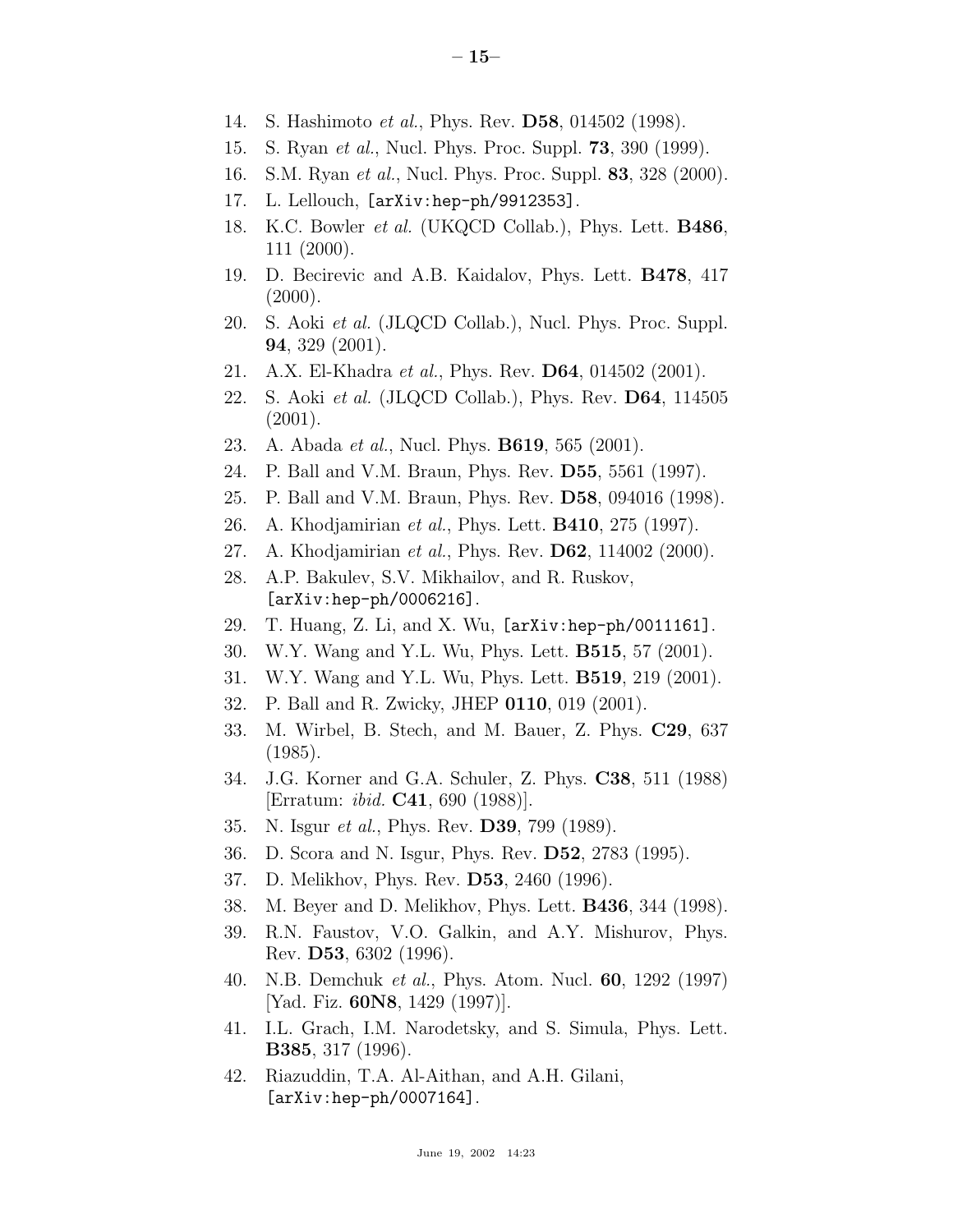14. S. Hashimoto *et al.*, Phys. Rev. **D58**, 014502 (1998).
15. S. Ryan *et al.*, Nucl. Phys. Proc. Suppl. **73**, 390 (1999).
16. S.M. Ryan *et al.*, Nucl. Phys. Proc. Suppl. **83**, 328 (2000).
17. L. Lellouch, [arXiv:hep-ph/9912353].
18. K.C. Bowler *et al.* (UKQCD Collab.), Phys. Lett. **B486**, 111 (2000).
19. D. Becirevic and A.B. Kaidalov, Phys. Lett. **B478**, 417 (2000).
20. S. Aoki *et al.* (JLQCD Collab.), Nucl. Phys. Proc. Suppl. **94**, 329 (2001).
21. A.X. El-Khadra *et al.*, Phys. Rev. **D64**, 014502 (2001).
22. S. Aoki *et al.* (JLQCD Collab.), Phys. Rev. **D64**, 114505 (2001).
23. A. Abada *et al.*, Nucl. Phys. **B619**, 565 (2001).
24. P. Ball and V.M. Braun, Phys. Rev. **D55**, 5561 (1997).
25. P. Ball and V.M. Braun, Phys. Rev. **D58**, 094016 (1998).
26. A. Khodjamirian *et al.*, Phys. Lett. **B410**, 275 (1997).
27. A. Khodjamirian *et al.*, Phys. Rev. **D62**, 114002 (2000).
28. A.P. Bakulev, S.V. Mikhailov, and R. Ruskov, [arXiv:hep-ph/0006216].
29. T. Huang, Z. Li, and X. Wu, [arXiv:hep-ph/0011161].
30. W.Y. Wang and Y.L. Wu, Phys. Lett. **B515**, 57 (2001).
31. W.Y. Wang and Y.L. Wu, Phys. Lett. **B519**, 219 (2001).
32. P. Ball and R. Zwicky, JHEP **0110**, 019 (2001).
33. M. Wirbel, B. Stech, and M. Bauer, Z. Phys. **C29**, 637 (1985).
34. J.G. Korner and G.A. Schuler, Z. Phys. **C38**, 511 (1988) [Erratum: *ibid.* **C41**, 690 (1988)].
35. N. Isgur *et al.*, Phys. Rev. **D39**, 799 (1989).
36. D. Scora and N. Isgur, Phys. Rev. **D52**, 2783 (1995).
37. D. Melikhov, Phys. Rev. **D53**, 2460 (1996).
38. M. Beyer and D. Melikhov, Phys. Lett. **B436**, 344 (1998).
39. R.N. Faustov, V.O. Galkin, and A.Y. Mishurov, Phys. Rev. **D53**, 6302 (1996).
40. N.B. Demchuk *et al.*, Phys. Atom. Nucl. **60**, 1292 (1997) [Yad. Fiz. **60N8**, 1429 (1997)].
41. I.L. Grach, I.M. Narodetsky, and S. Simula, Phys. Lett. **B385**, 317 (1996).
42. Riazuddin, T.A. Al-Aithan, and A.H. Gilani, [arXiv:hep-ph/0007164].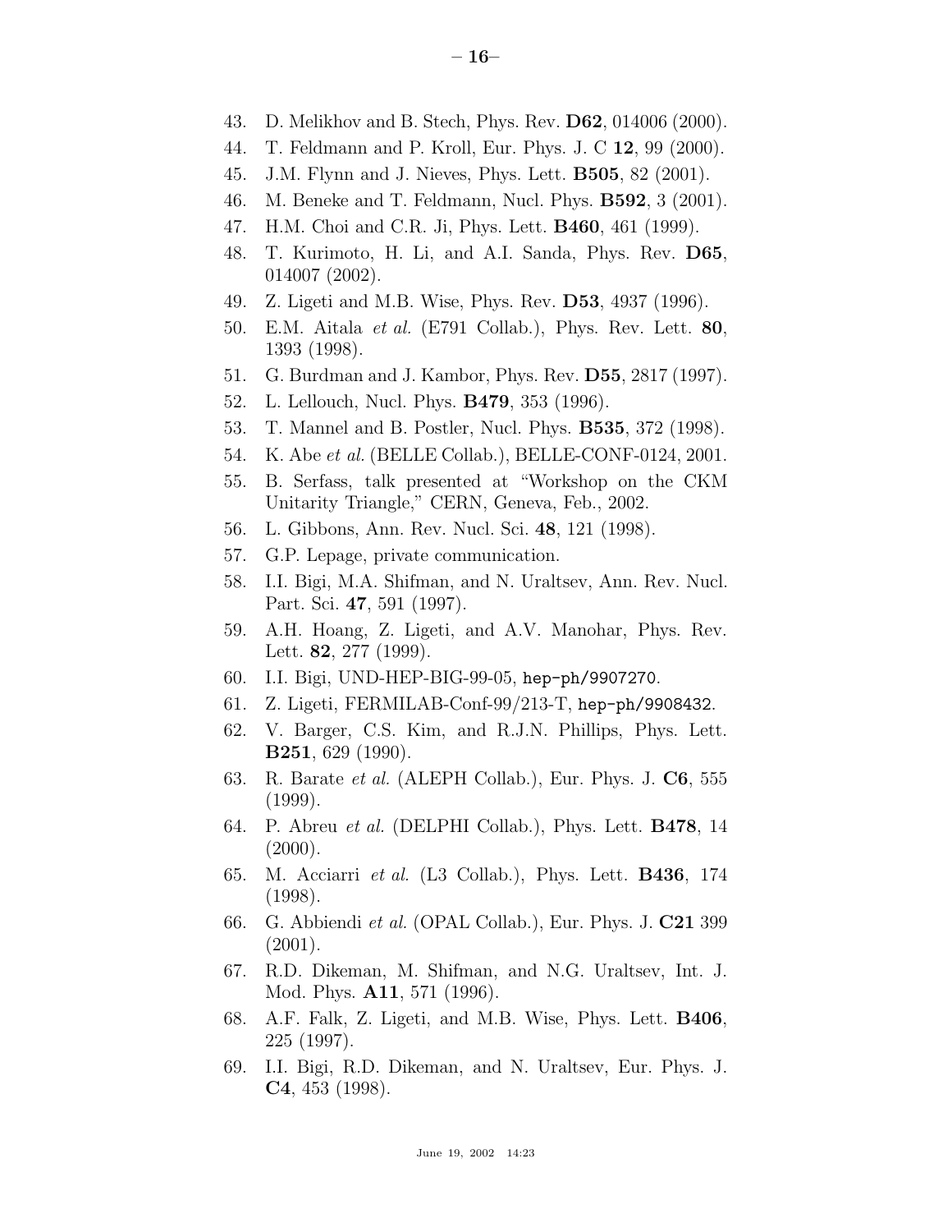43. D. Melikhov and B. Stech, Phys. Rev. **D62**, 014006 (2000).
44. T. Feldmann and P. Kroll, Eur. Phys. J. C **12**, 99 (2000).
45. J.M. Flynn and J. Nieves, Phys. Lett. **B505**, 82 (2001).
46. M. Beneke and T. Feldmann, Nucl. Phys. **B592**, 3 (2001).
47. H.M. Choi and C.R. Ji, Phys. Lett. **B460**, 461 (1999).
48. T. Kurimoto, H. Li, and A.I. Sanda, Phys. Rev. **D65**, 014007 (2002).
49. Z. Ligeti and M.B. Wise, Phys. Rev. **D53**, 4937 (1996).
50. E.M. Aitala *et al.* (E791 Collab.), Phys. Rev. Lett. **80**, 1393 (1998).
51. G. Burdman and J. Kambor, Phys. Rev. **D55**, 2817 (1997).
52. L. Lellouch, Nucl. Phys. **B479**, 353 (1996).
53. T. Mannel and B. Postler, Nucl. Phys. **B535**, 372 (1998).
54. K. Abe *et al.* (BELLE Collab.), BELLE-CONF-0124, 2001.
55. B. Serfass, talk presented at "Workshop on the CKM Unitarity Triangle," CERN, Geneva, Feb., 2002.
56. L. Gibbons, Ann. Rev. Nucl. Sci. **48**, 121 (1998).
57. G.P. Lepage, private communication.
58. I.I. Bigi, M.A. Shifman, and N. Uraltsev, Ann. Rev. Nucl. Part. Sci. **47**, 591 (1997).
59. A.H. Hoang, Z. Ligeti, and A.V. Manohar, Phys. Rev. Lett. **82**, 277 (1999).
60. I.I. Bigi, UND-HEP-BIG-99-05, `hep-ph/9907270`.
61. Z. Ligeti, FERMILAB-Conf-99/213-T, `hep-ph/9908432`.
62. V. Barger, C.S. Kim, and R.J.N. Phillips, Phys. Lett. **B251**, 629 (1990).
63. R. Barate *et al.* (ALEPH Collab.), Eur. Phys. J. **C6**, 555 (1999).
64. P. Abreu *et al.* (DELPHI Collab.), Phys. Lett. **B478**, 14 (2000).
65. M. Acciarri *et al.* (L3 Collab.), Phys. Lett. **B436**, 174 (1998).
66. G. Abbiendi *et al.* (OPAL Collab.), Eur. Phys. J. **C21** 399 (2001).
67. R.D. Dikeman, M. Shifman, and N.G. Uraltsev, Int. J. Mod. Phys. **A11**, 571 (1996).
68. A.F. Falk, Z. Ligeti, and M.B. Wise, Phys. Lett. **B406**, 225 (1997).
69. I.I. Bigi, R.D. Dikeman, and N. Uraltsev, Eur. Phys. J. **C4**, 453 (1998).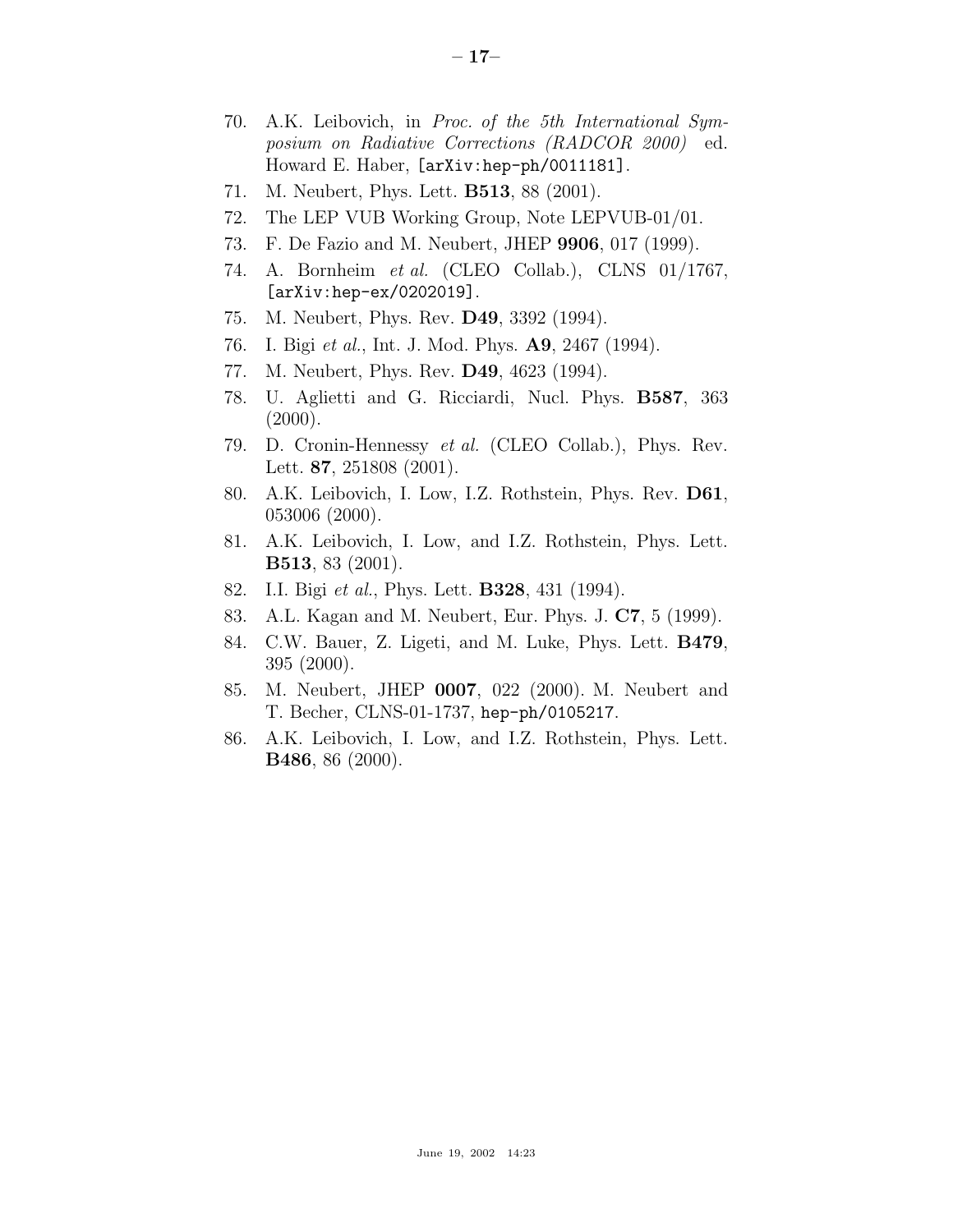70. A.K. Leibovich, in *Proc. of the 5th International Symposium on Radiative Corrections (RADCOR 2000)* ed. Howard E. Haber, [arXiv:hep-ph/0011181].
71. M. Neubert, Phys. Lett. **B513**, 88 (2001).
72. The LEP VUB Working Group, Note LEPVUB-01/01.
73. F. De Fazio and M. Neubert, JHEP **9906**, 017 (1999).
74. A. Bornheim *et al.* (CLEO Collab.), CLNS 01/1767, [arXiv:hep-ex/0202019].
75. M. Neubert, Phys. Rev. **D49**, 3392 (1994).
76. I. Bigi *et al.*, Int. J. Mod. Phys. **A9**, 2467 (1994).
77. M. Neubert, Phys. Rev. **D49**, 4623 (1994).
78. U. Aglietti and G. Ricciardi, Nucl. Phys. **B587**, 363 (2000).
79. D. Cronin-Hennessy *et al.* (CLEO Collab.), Phys. Rev. Lett. **87**, 251808 (2001).
80. A.K. Leibovich, I. Low, I.Z. Rothstein, Phys. Rev. **D61**, 053006 (2000).
81. A.K. Leibovich, I. Low, and I.Z. Rothstein, Phys. Lett. **B513**, 83 (2001).
82. I.I. Bigi *et al.*, Phys. Lett. **B328**, 431 (1994).
83. A.L. Kagan and M. Neubert, Eur. Phys. J. **C7**, 5 (1999).
84. C.W. Bauer, Z. Ligeti, and M. Luke, Phys. Lett. **B479**, 395 (2000).
85. M. Neubert, JHEP **0007**, 022 (2000). M. Neubert and T. Becher, CLNS-01-1737, hep-ph/0105217.
86. A.K. Leibovich, I. Low, and I.Z. Rothstein, Phys. Lett. **B486**, 86 (2000).